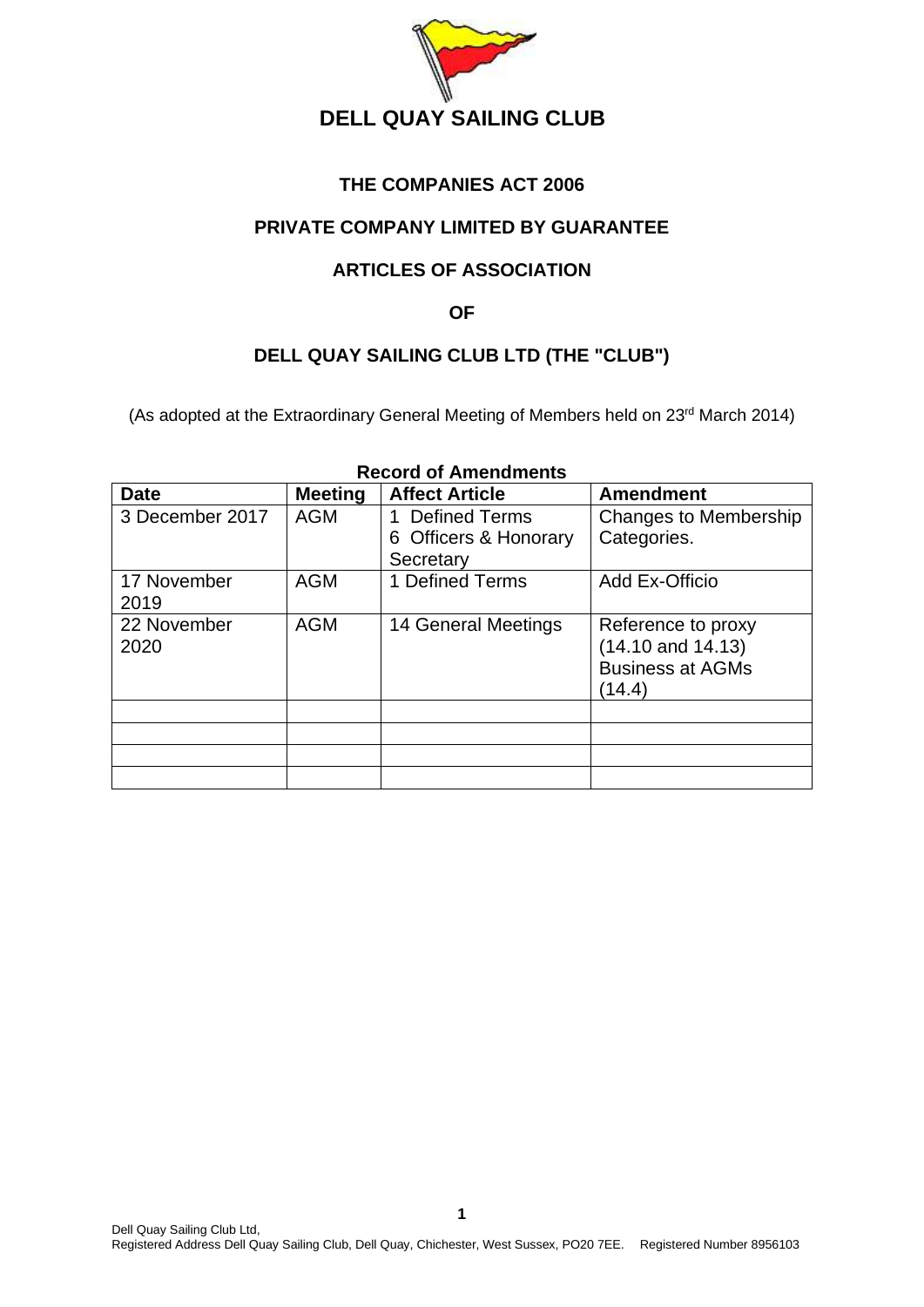# DELL QUAY SAILING CLUB

## THE COMPANIES ACT 2006

## PRIVATE COMPANY LIMITED BY GUARANTEE

## ARTICLES OF ASSOCIATION

## OF

## DELL QUAY SAILING CLUB LTD (THE "CLUB")

(As adopted at the Extraordinary General Meeting of Members held on 23rd March 2014)

**Record of Amendments**

| Date | Meeting | Affect Article | Amendment |
|---|---|---|---|
| 3 December 2017 | AGM | 1 Defined Terms<br>6 Officers & Honorary Secretary | Changes to Membership Categories. |
| 17 November 2019 | AGM | 1 Defined Terms | Add Ex-Officio |
| 22 November 2020 | AGM | 14 General Meetings | Reference to proxy (14.10 and 14.13)<br>Business at AGMs (14.4) |
| | | | |
| | | | |
| | | | |
| | | | |

Dell Quay Sailing Club Ltd,
Registered Address Dell Quay Sailing Club, Dell Quay, Chichester, West Sussex, PO20 7EE. Registered Number 8956103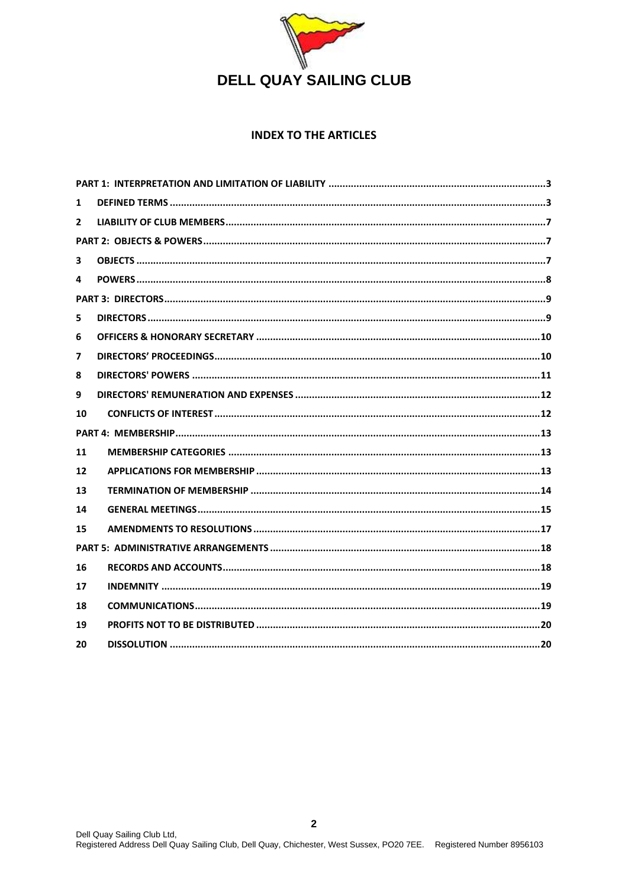# DELL QUAY SAILING CLUB

## INDEX TO THE ARTICLES

| | | |
|---|---|---|
| **PART 1: INTERPRETATION AND LIMITATION OF LIABILITY** | | **3** |
| **1** | **DEFINED TERMS** | **3** |
| **2** | **LIABILITY OF CLUB MEMBERS** | **7** |
| **PART 2: OBJECTS & POWERS** | | **7** |
| **3** | **OBJECTS** | **7** |
| **4** | **POWERS** | **8** |
| **PART 3: DIRECTORS** | | **9** |
| **5** | **DIRECTORS** | **9** |
| **6** | **OFFICERS & HONORARY SECRETARY** | **10** |
| **7** | **DIRECTORS' PROCEEDINGS** | **10** |
| **8** | **DIRECTORS' POWERS** | **11** |
| **9** | **DIRECTORS' REMUNERATION AND EXPENSES** | **12** |
| **10** | **CONFLICTS OF INTEREST** | **12** |
| **PART 4: MEMBERSHIP** | | **13** |
| **11** | **MEMBERSHIP CATEGORIES** | **13** |
| **12** | **APPLICATIONS FOR MEMBERSHIP** | **13** |
| **13** | **TERMINATION OF MEMBERSHIP** | **14** |
| **14** | **GENERAL MEETINGS** | **15** |
| **15** | **AMENDMENTS TO RESOLUTIONS** | **17** |
| **PART 5: ADMINISTRATIVE ARRANGEMENTS** | | **18** |
| **16** | **RECORDS AND ACCOUNTS** | **18** |
| **17** | **INDEMNITY** | **19** |
| **18** | **COMMUNICATIONS** | **19** |
| **19** | **PROFITS NOT TO BE DISTRIBUTED** | **20** |
| **20** | **DISSOLUTION** | **20** |

Dell Quay Sailing Club Ltd,
Registered Address Dell Quay Sailing Club, Dell Quay, Chichester, West Sussex, PO20 7EE. Registered Number 8956103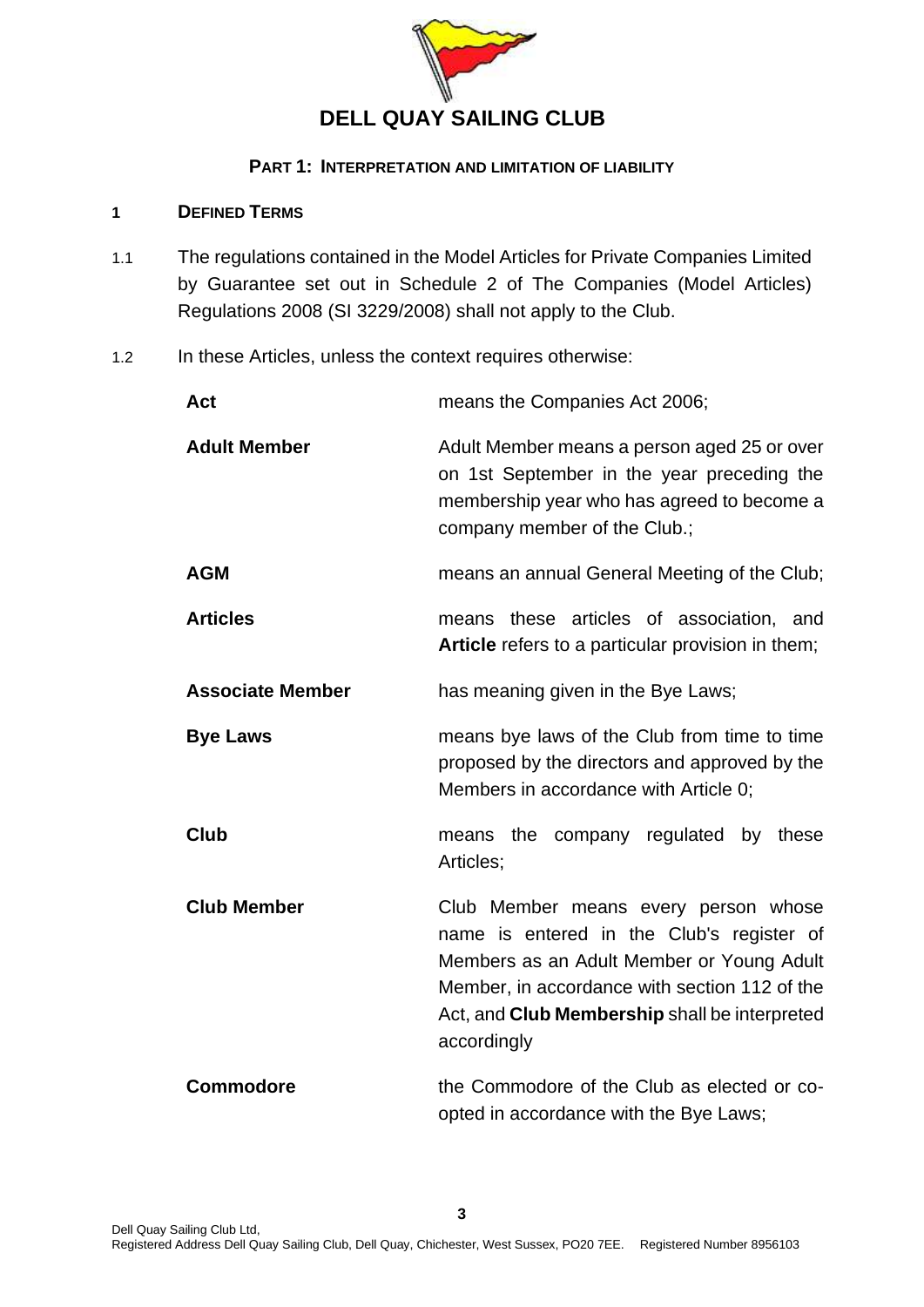# DELL QUAY SAILING CLUB

## PART 1: INTERPRETATION AND LIMITATION OF LIABILITY

### 1 DEFINED TERMS

1.1 The regulations contained in the Model Articles for Private Companies Limited by Guarantee set out in Schedule 2 of The Companies (Model Articles) Regulations 2008 (SI 3229/2008) shall not apply to the Club.

1.2 In these Articles, unless the context requires otherwise:

| | |
|---|---|
| **Act** | means the Companies Act 2006; |
| **Adult Member** | Adult Member means a person aged 25 or over on 1st September in the year preceding the membership year who has agreed to become a company member of the Club.; |
| **AGM** | means an annual General Meeting of the Club; |
| **Articles** | means these articles of association, and **Article** refers to a particular provision in them; |
| **Associate Member** | has meaning given in the Bye Laws; |
| **Bye Laws** | means bye laws of the Club from time to time proposed by the directors and approved by the Members in accordance with Article 0; |
| **Club** | means the company regulated by these Articles; |
| **Club Member** | Club Member means every person whose name is entered in the Club's register of Members as an Adult Member or Young Adult Member, in accordance with section 112 of the Act, and **Club Membership** shall be interpreted accordingly |
| **Commodore** | the Commodore of the Club as elected or co-opted in accordance with the Bye Laws; |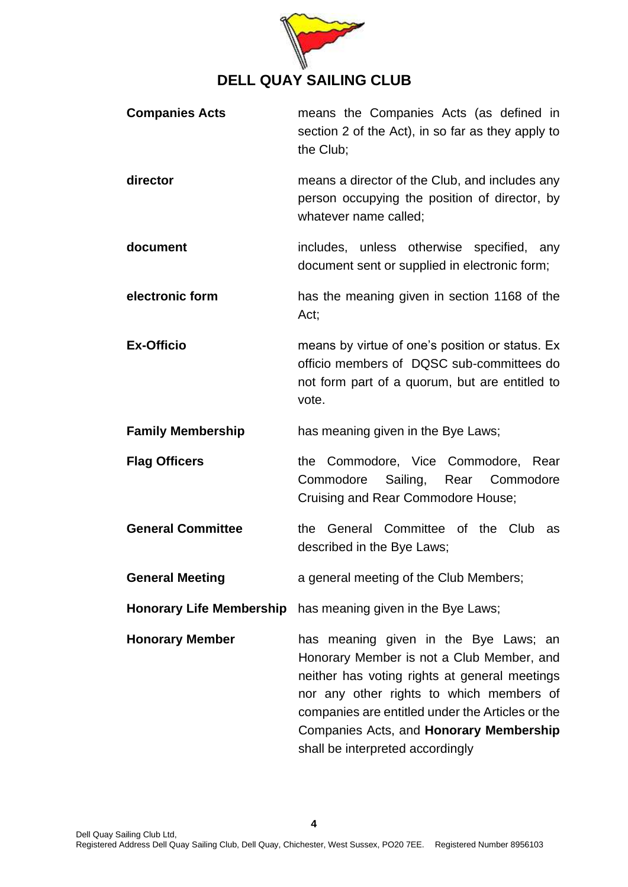| | |
|---|---|
| **Companies Acts** | means the Companies Acts (as defined in section 2 of the Act), in so far as they apply to the Club; |
| **director** | means a director of the Club, and includes any person occupying the position of director, by whatever name called; |
| **document** | includes, unless otherwise specified, any document sent or supplied in electronic form; |
| **electronic form** | has the meaning given in section 1168 of the Act; |
| **Ex-Officio** | means by virtue of one's position or status. Ex officio members of DQSC sub-committees do not form part of a quorum, but are entitled to vote. |
| **Family Membership** | has meaning given in the Bye Laws; |
| **Flag Officers** | the Commodore, Vice Commodore, Rear Commodore Sailing, Rear Commodore Cruising and Rear Commodore House; |
| **General Committee** | the General Committee of the Club as described in the Bye Laws; |
| **General Meeting** | a general meeting of the Club Members; |
| **Honorary Life Membership** | has meaning given in the Bye Laws; |
| **Honorary Member** | has meaning given in the Bye Laws; an Honorary Member is not a Club Member, and neither has voting rights at general meetings nor any other rights to which members of companies are entitled under the Articles or the Companies Acts, and **Honorary Membership** shall be interpreted accordingly |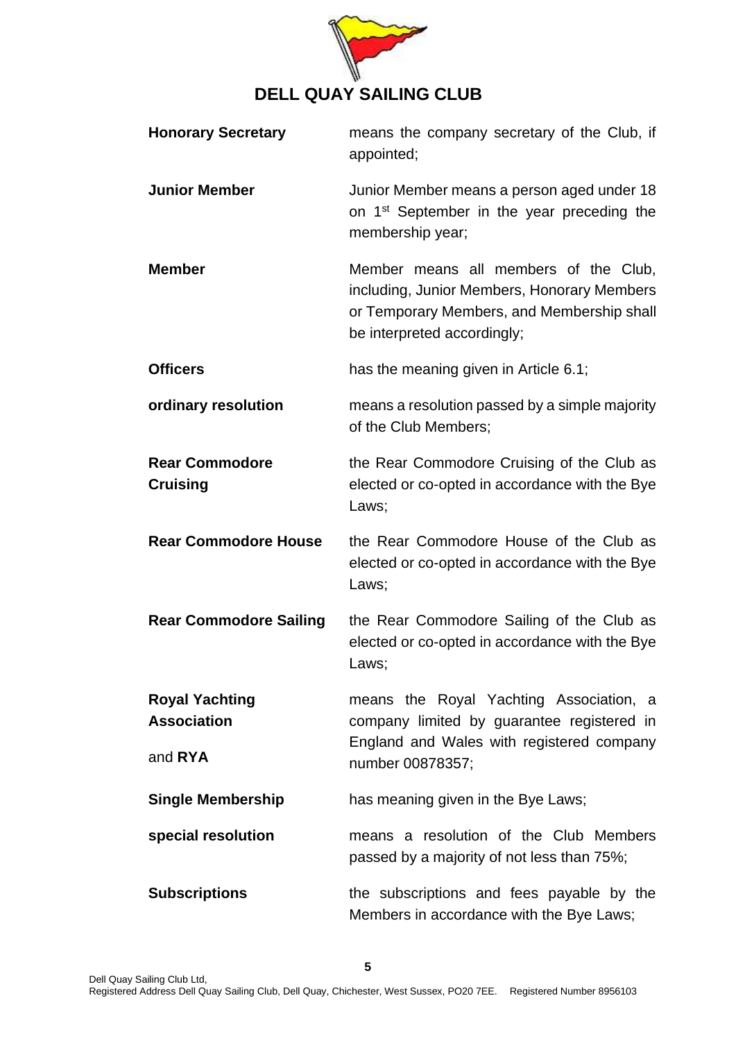| | |
|---|---|
| **Honorary Secretary** | means the company secretary of the Club, if appointed; |
| **Junior Member** | Junior Member means a person aged under 18 on 1st September in the year preceding the membership year; |
| **Member** | Member means all members of the Club, including, Junior Members, Honorary Members or Temporary Members, and Membership shall be interpreted accordingly; |
| **Officers** | has the meaning given in Article 6.1; |
| **ordinary resolution** | means a resolution passed by a simple majority of the Club Members; |
| **Rear Commodore Cruising** | the Rear Commodore Cruising of the Club as elected or co-opted in accordance with the Bye Laws; |
| **Rear Commodore House** | the Rear Commodore House of the Club as elected or co-opted in accordance with the Bye Laws; |
| **Rear Commodore Sailing** | the Rear Commodore Sailing of the Club as elected or co-opted in accordance with the Bye Laws; |
| **Royal Yachting Association** and **RYA** | means the Royal Yachting Association, a company limited by guarantee registered in England and Wales with registered company number 00878357; |
| **Single Membership** | has meaning given in the Bye Laws; |
| **special resolution** | means a resolution of the Club Members passed by a majority of not less than 75%; |
| **Subscriptions** | the subscriptions and fees payable by the Members in accordance with the Bye Laws; |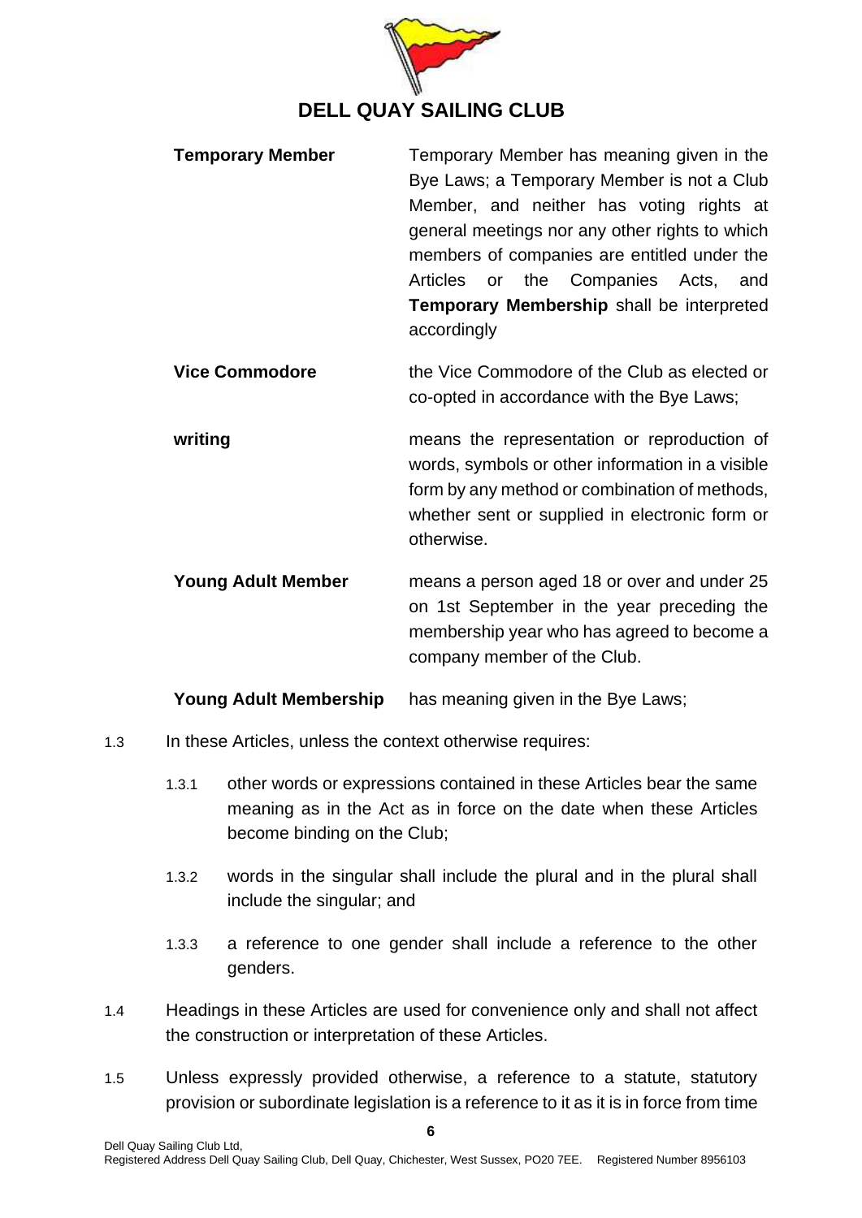| | |
|---|---|
| **Temporary Member** | Temporary Member has meaning given in the Bye Laws; a Temporary Member is not a Club Member, and neither has voting rights at general meetings nor any other rights to which members of companies are entitled under the Articles or the Companies Acts, and **Temporary Membership** shall be interpreted accordingly |
| **Vice Commodore** | the Vice Commodore of the Club as elected or co-opted in accordance with the Bye Laws; |
| **writing** | means the representation or reproduction of words, symbols or other information in a visible form by any method or combination of methods, whether sent or supplied in electronic form or otherwise. |
| **Young Adult Member** | means a person aged 18 or over and under 25 on 1st September in the year preceding the membership year who has agreed to become a company member of the Club. |
| **Young Adult Membership** | has meaning given in the Bye Laws; |

1.3 In these Articles, unless the context otherwise requires:

1.3.1 other words or expressions contained in these Articles bear the same meaning as in the Act as in force on the date when these Articles become binding on the Club;

1.3.2 words in the singular shall include the plural and in the plural shall include the singular; and

1.3.3 a reference to one gender shall include a reference to the other genders.

1.4 Headings in these Articles are used for convenience only and shall not affect the construction or interpretation of these Articles.

1.5 Unless expressly provided otherwise, a reference to a statute, statutory provision or subordinate legislation is a reference to it as it is in force from time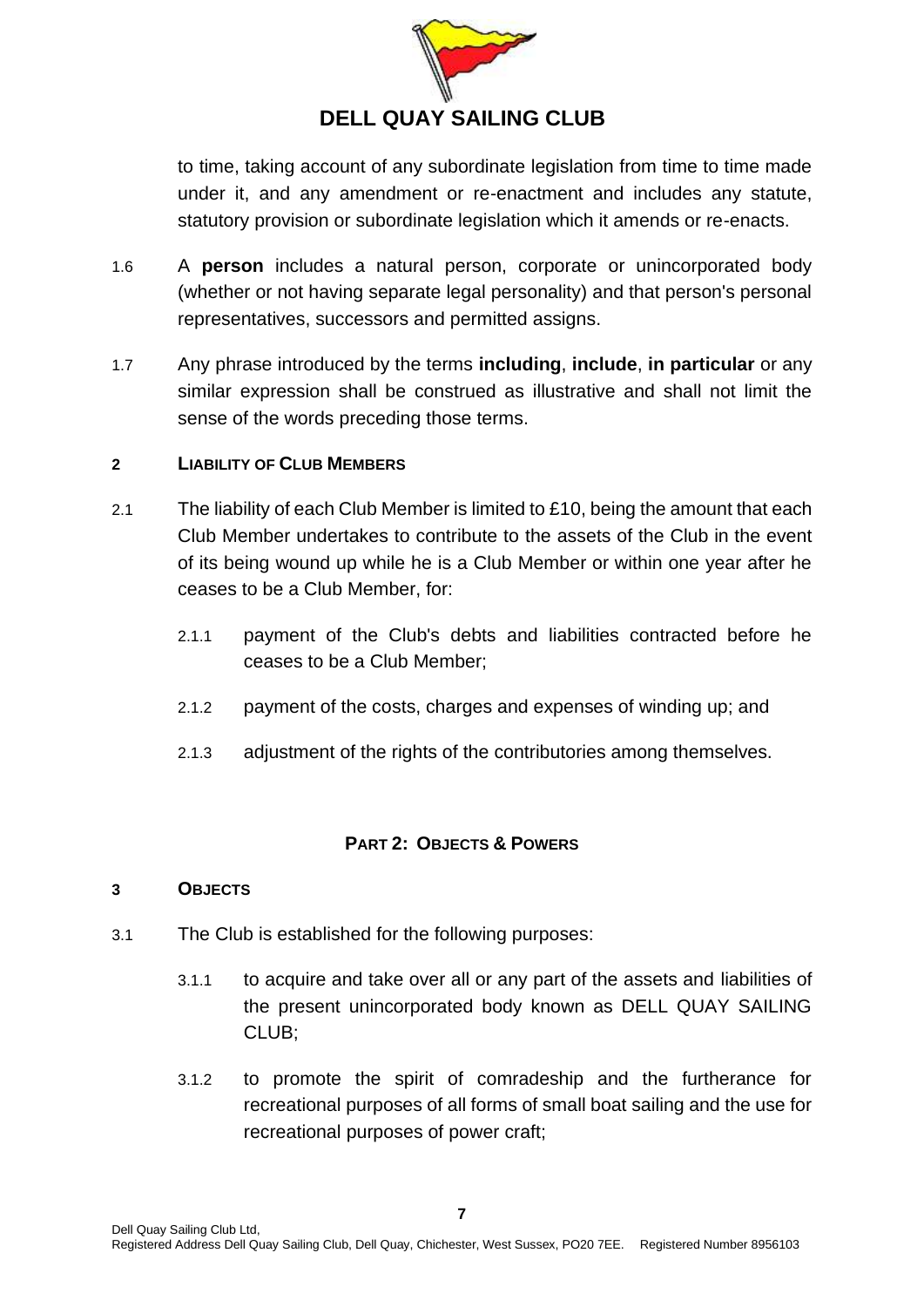to time, taking account of any subordinate legislation from time to time made under it, and any amendment or re-enactment and includes any statute, statutory provision or subordinate legislation which it amends or re-enacts.

1.6 A **person** includes a natural person, corporate or unincorporated body (whether or not having separate legal personality) and that person's personal representatives, successors and permitted assigns.

1.7 Any phrase introduced by the terms **including**, **include**, **in particular** or any similar expression shall be construed as illustrative and shall not limit the sense of the words preceding those terms.

**2 LIABILITY OF CLUB MEMBERS**

2.1 The liability of each Club Member is limited to £10, being the amount that each Club Member undertakes to contribute to the assets of the Club in the event of its being wound up while he is a Club Member or within one year after he ceases to be a Club Member, for:

- 2.1.1 payment of the Club's debts and liabilities contracted before he ceases to be a Club Member;
- 2.1.2 payment of the costs, charges and expenses of winding up; and
- 2.1.3 adjustment of the rights of the contributories among themselves.

## PART 2: OBJECTS & POWERS

**3 OBJECTS**

3.1 The Club is established for the following purposes:

- 3.1.1 to acquire and take over all or any part of the assets and liabilities of the present unincorporated body known as DELL QUAY SAILING CLUB;
- 3.1.2 to promote the spirit of comradeship and the furtherance for recreational purposes of all forms of small boat sailing and the use for recreational purposes of power craft;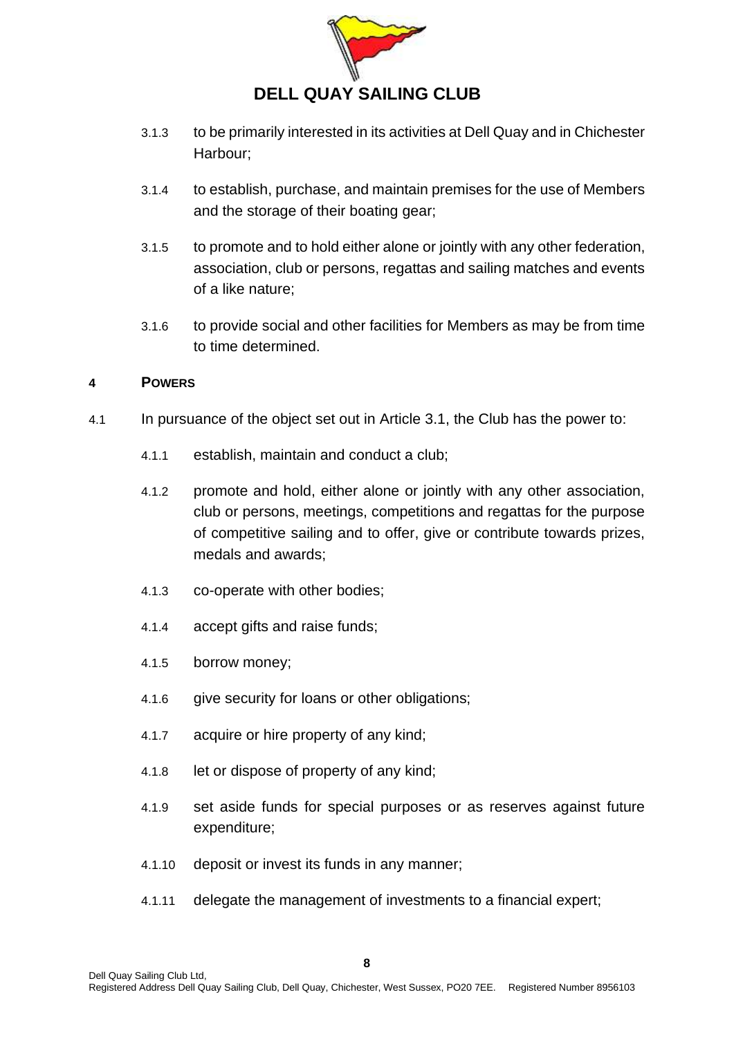3.1.3 to be primarily interested in its activities at Dell Quay and in Chichester Harbour;

3.1.4 to establish, purchase, and maintain premises for the use of Members and the storage of their boating gear;

3.1.5 to promote and to hold either alone or jointly with any other federation, association, club or persons, regattas and sailing matches and events of a like nature;

3.1.6 to provide social and other facilities for Members as may be from time to time determined.

## 4 POWERS

4.1 In pursuance of the object set out in Article 3.1, the Club has the power to:

4.1.1 establish, maintain and conduct a club;

4.1.2 promote and hold, either alone or jointly with any other association, club or persons, meetings, competitions and regattas for the purpose of competitive sailing and to offer, give or contribute towards prizes, medals and awards;

4.1.3 co-operate with other bodies;

4.1.4 accept gifts and raise funds;

4.1.5 borrow money;

4.1.6 give security for loans or other obligations;

4.1.7 acquire or hire property of any kind;

4.1.8 let or dispose of property of any kind;

4.1.9 set aside funds for special purposes or as reserves against future expenditure;

4.1.10 deposit or invest its funds in any manner;

4.1.11 delegate the management of investments to a financial expert;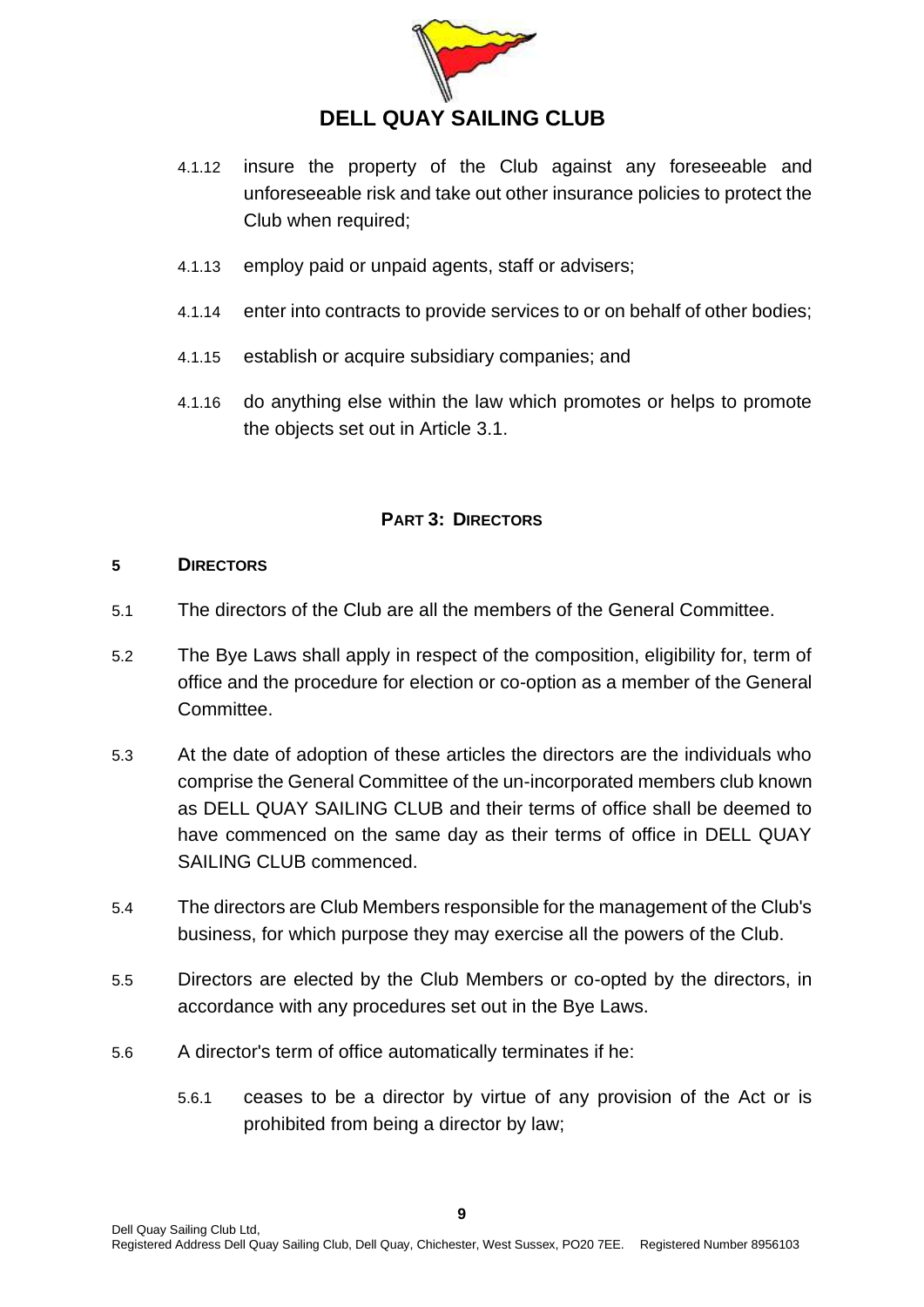4.1.12 insure the property of the Club against any foreseeable and unforeseeable risk and take out other insurance policies to protect the Club when required;

4.1.13 employ paid or unpaid agents, staff or advisers;

4.1.14 enter into contracts to provide services to or on behalf of other bodies;

4.1.15 establish or acquire subsidiary companies; and

4.1.16 do anything else within the law which promotes or helps to promote the objects set out in Article 3.1.

## PART 3: DIRECTORS

### 5 DIRECTORS

5.1 The directors of the Club are all the members of the General Committee.

5.2 The Bye Laws shall apply in respect of the composition, eligibility for, term of office and the procedure for election or co-option as a member of the General Committee.

5.3 At the date of adoption of these articles the directors are the individuals who comprise the General Committee of the un-incorporated members club known as DELL QUAY SAILING CLUB and their terms of office shall be deemed to have commenced on the same day as their terms of office in DELL QUAY SAILING CLUB commenced.

5.4 The directors are Club Members responsible for the management of the Club's business, for which purpose they may exercise all the powers of the Club.

5.5 Directors are elected by the Club Members or co-opted by the directors, in accordance with any procedures set out in the Bye Laws.

5.6 A director's term of office automatically terminates if he:

5.6.1 ceases to be a director by virtue of any provision of the Act or is prohibited from being a director by law;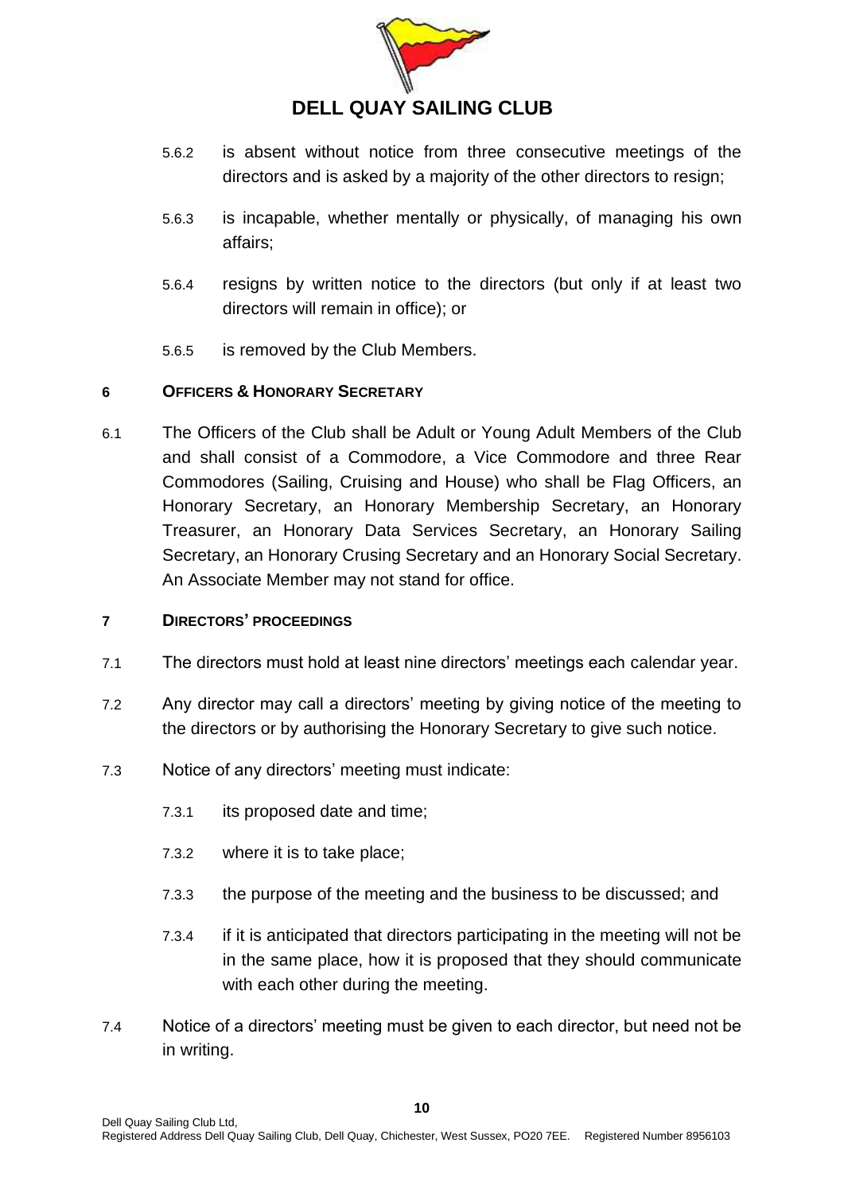5.6.2 is absent without notice from three consecutive meetings of the directors and is asked by a majority of the other directors to resign;

5.6.3 is incapable, whether mentally or physically, of managing his own affairs;

5.6.4 resigns by written notice to the directors (but only if at least two directors will remain in office); or

5.6.5 is removed by the Club Members.

## 6 OFFICERS & HONORARY SECRETARY

6.1 The Officers of the Club shall be Adult or Young Adult Members of the Club and shall consist of a Commodore, a Vice Commodore and three Rear Commodores (Sailing, Cruising and House) who shall be Flag Officers, an Honorary Secretary, an Honorary Membership Secretary, an Honorary Treasurer, an Honorary Data Services Secretary, an Honorary Sailing Secretary, an Honorary Crusing Secretary and an Honorary Social Secretary. An Associate Member may not stand for office.

## 7 DIRECTORS' PROCEEDINGS

7.1 The directors must hold at least nine directors' meetings each calendar year.

7.2 Any director may call a directors' meeting by giving notice of the meeting to the directors or by authorising the Honorary Secretary to give such notice.

7.3 Notice of any directors' meeting must indicate:

7.3.1 its proposed date and time;

7.3.2 where it is to take place;

7.3.3 the purpose of the meeting and the business to be discussed; and

7.3.4 if it is anticipated that directors participating in the meeting will not be in the same place, how it is proposed that they should communicate with each other during the meeting.

7.4 Notice of a directors' meeting must be given to each director, but need not be in writing.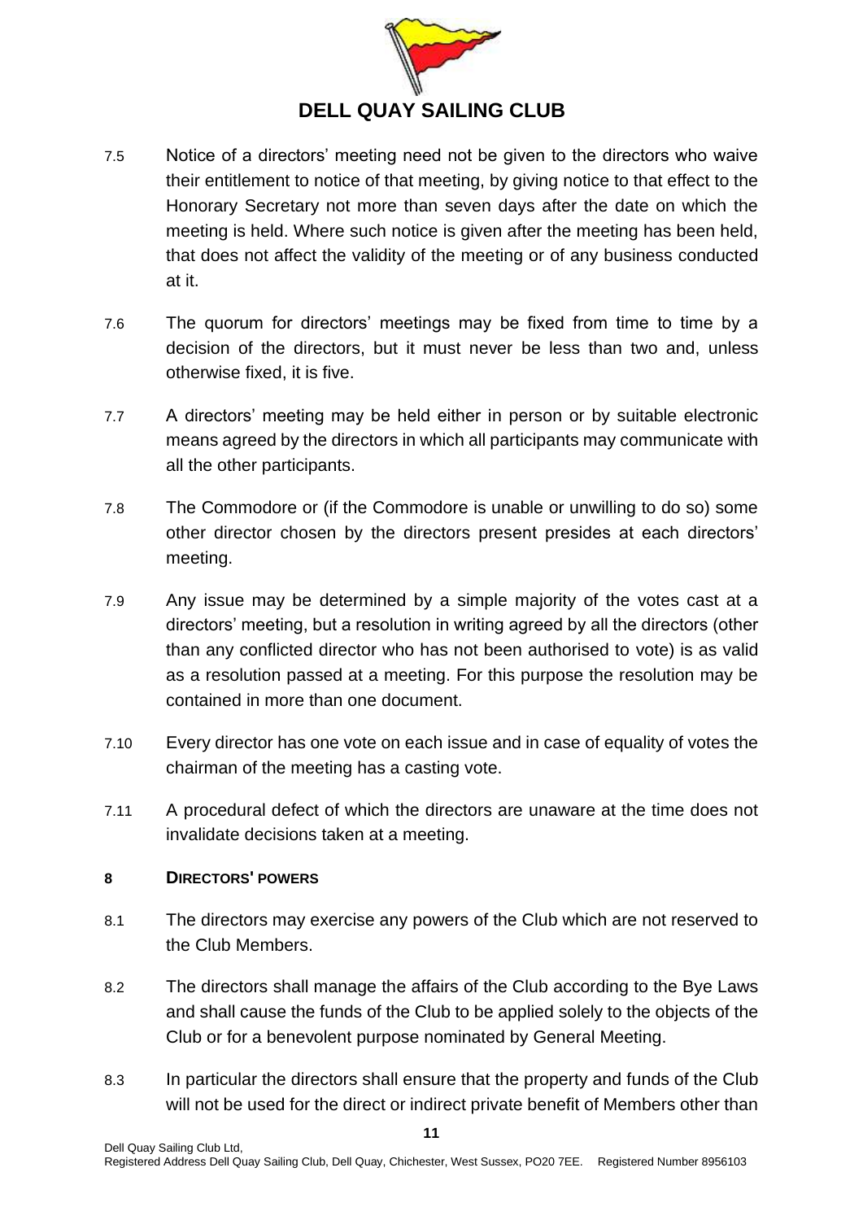7.5 Notice of a directors' meeting need not be given to the directors who waive their entitlement to notice of that meeting, by giving notice to that effect to the Honorary Secretary not more than seven days after the date on which the meeting is held. Where such notice is given after the meeting has been held, that does not affect the validity of the meeting or of any business conducted at it.

7.6 The quorum for directors' meetings may be fixed from time to time by a decision of the directors, but it must never be less than two and, unless otherwise fixed, it is five.

7.7 A directors' meeting may be held either in person or by suitable electronic means agreed by the directors in which all participants may communicate with all the other participants.

7.8 The Commodore or (if the Commodore is unable or unwilling to do so) some other director chosen by the directors present presides at each directors' meeting.

7.9 Any issue may be determined by a simple majority of the votes cast at a directors' meeting, but a resolution in writing agreed by all the directors (other than any conflicted director who has not been authorised to vote) is as valid as a resolution passed at a meeting. For this purpose the resolution may be contained in more than one document.

7.10 Every director has one vote on each issue and in case of equality of votes the chairman of the meeting has a casting vote.

7.11 A procedural defect of which the directors are unaware at the time does not invalidate decisions taken at a meeting.

### 8 DIRECTORS' POWERS

8.1 The directors may exercise any powers of the Club which are not reserved to the Club Members.

8.2 The directors shall manage the affairs of the Club according to the Bye Laws and shall cause the funds of the Club to be applied solely to the objects of the Club or for a benevolent purpose nominated by General Meeting.

8.3 In particular the directors shall ensure that the property and funds of the Club will not be used for the direct or indirect private benefit of Members other than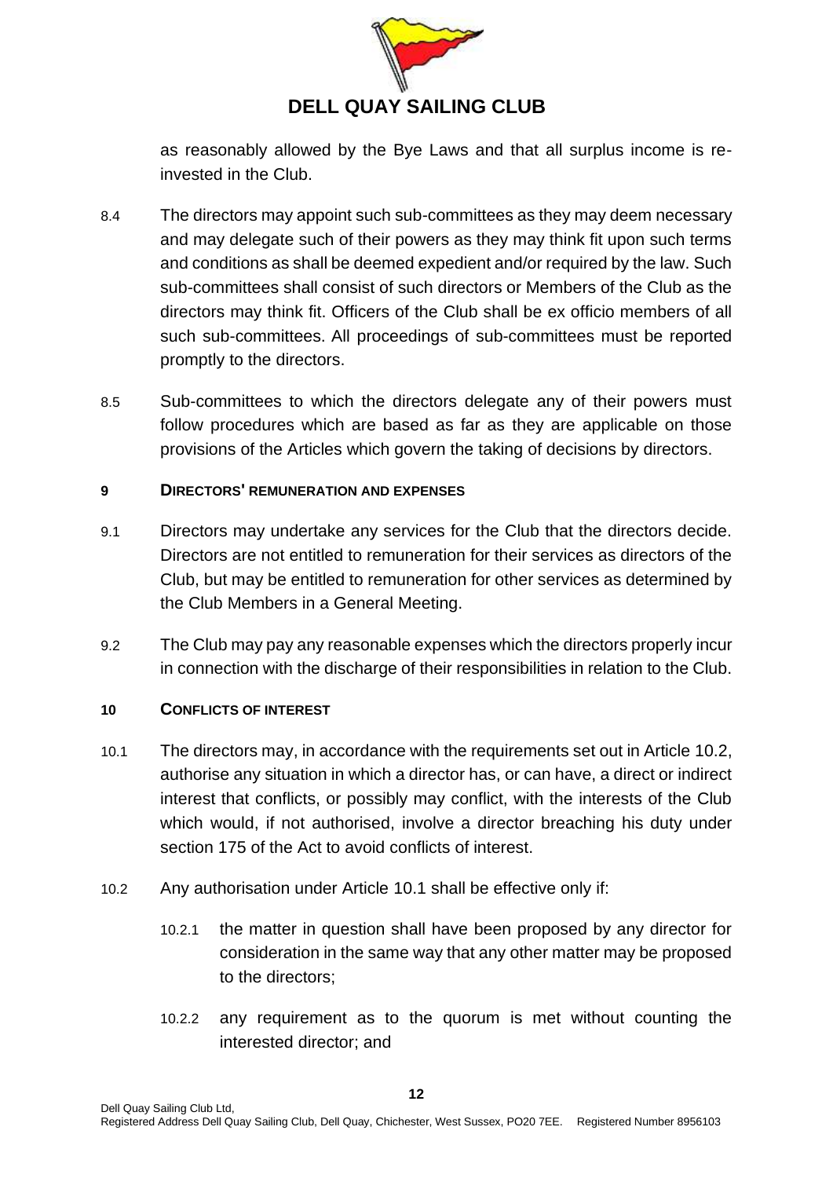as reasonably allowed by the Bye Laws and that all surplus income is re-invested in the Club.

8.4 The directors may appoint such sub-committees as they may deem necessary and may delegate such of their powers as they may think fit upon such terms and conditions as shall be deemed expedient and/or required by the law. Such sub-committees shall consist of such directors or Members of the Club as the directors may think fit. Officers of the Club shall be ex officio members of all such sub-committees. All proceedings of sub-committees must be reported promptly to the directors.

8.5 Sub-committees to which the directors delegate any of their powers must follow procedures which are based as far as they are applicable on those provisions of the Articles which govern the taking of decisions by directors.

## 9 DIRECTORS' REMUNERATION AND EXPENSES

9.1 Directors may undertake any services for the Club that the directors decide. Directors are not entitled to remuneration for their services as directors of the Club, but may be entitled to remuneration for other services as determined by the Club Members in a General Meeting.

9.2 The Club may pay any reasonable expenses which the directors properly incur in connection with the discharge of their responsibilities in relation to the Club.

## 10 CONFLICTS OF INTEREST

10.1 The directors may, in accordance with the requirements set out in Article 10.2, authorise any situation in which a director has, or can have, a direct or indirect interest that conflicts, or possibly may conflict, with the interests of the Club which would, if not authorised, involve a director breaching his duty under section 175 of the Act to avoid conflicts of interest.

10.2 Any authorisation under Article 10.1 shall be effective only if:

10.2.1 the matter in question shall have been proposed by any director for consideration in the same way that any other matter may be proposed to the directors;

10.2.2 any requirement as to the quorum is met without counting the interested director; and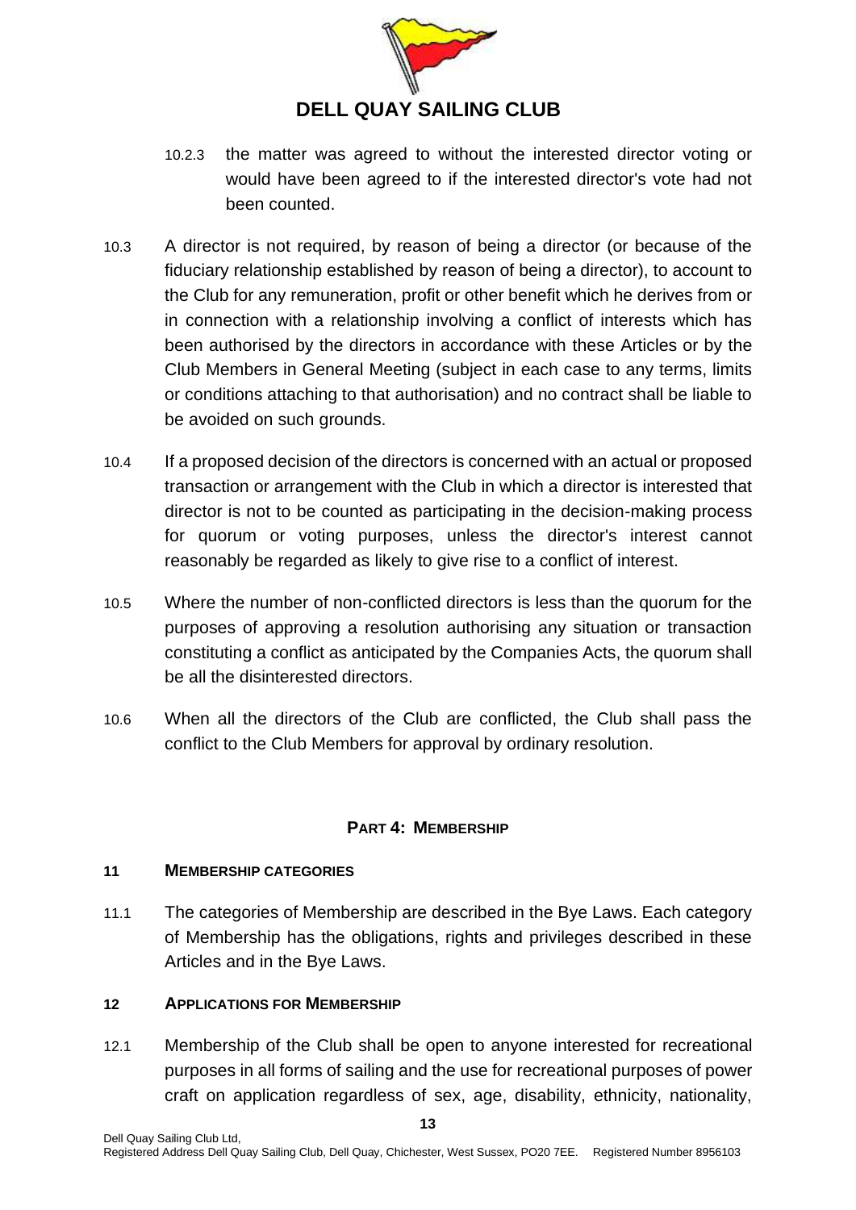10.2.3 the matter was agreed to without the interested director voting or would have been agreed to if the interested director's vote had not been counted.

10.3 A director is not required, by reason of being a director (or because of the fiduciary relationship established by reason of being a director), to account to the Club for any remuneration, profit or other benefit which he derives from or in connection with a relationship involving a conflict of interests which has been authorised by the directors in accordance with these Articles or by the Club Members in General Meeting (subject in each case to any terms, limits or conditions attaching to that authorisation) and no contract shall be liable to be avoided on such grounds.

10.4 If a proposed decision of the directors is concerned with an actual or proposed transaction or arrangement with the Club in which a director is interested that director is not to be counted as participating in the decision-making process for quorum or voting purposes, unless the director's interest cannot reasonably be regarded as likely to give rise to a conflict of interest.

10.5 Where the number of non-conflicted directors is less than the quorum for the purposes of approving a resolution authorising any situation or transaction constituting a conflict as anticipated by the Companies Acts, the quorum shall be all the disinterested directors.

10.6 When all the directors of the Club are conflicted, the Club shall pass the conflict to the Club Members for approval by ordinary resolution.

## PART 4: MEMBERSHIP

### 11 MEMBERSHIP CATEGORIES

11.1 The categories of Membership are described in the Bye Laws. Each category of Membership has the obligations, rights and privileges described in these Articles and in the Bye Laws.

### 12 APPLICATIONS FOR MEMBERSHIP

12.1 Membership of the Club shall be open to anyone interested for recreational purposes in all forms of sailing and the use for recreational purposes of power craft on application regardless of sex, age, disability, ethnicity, nationality,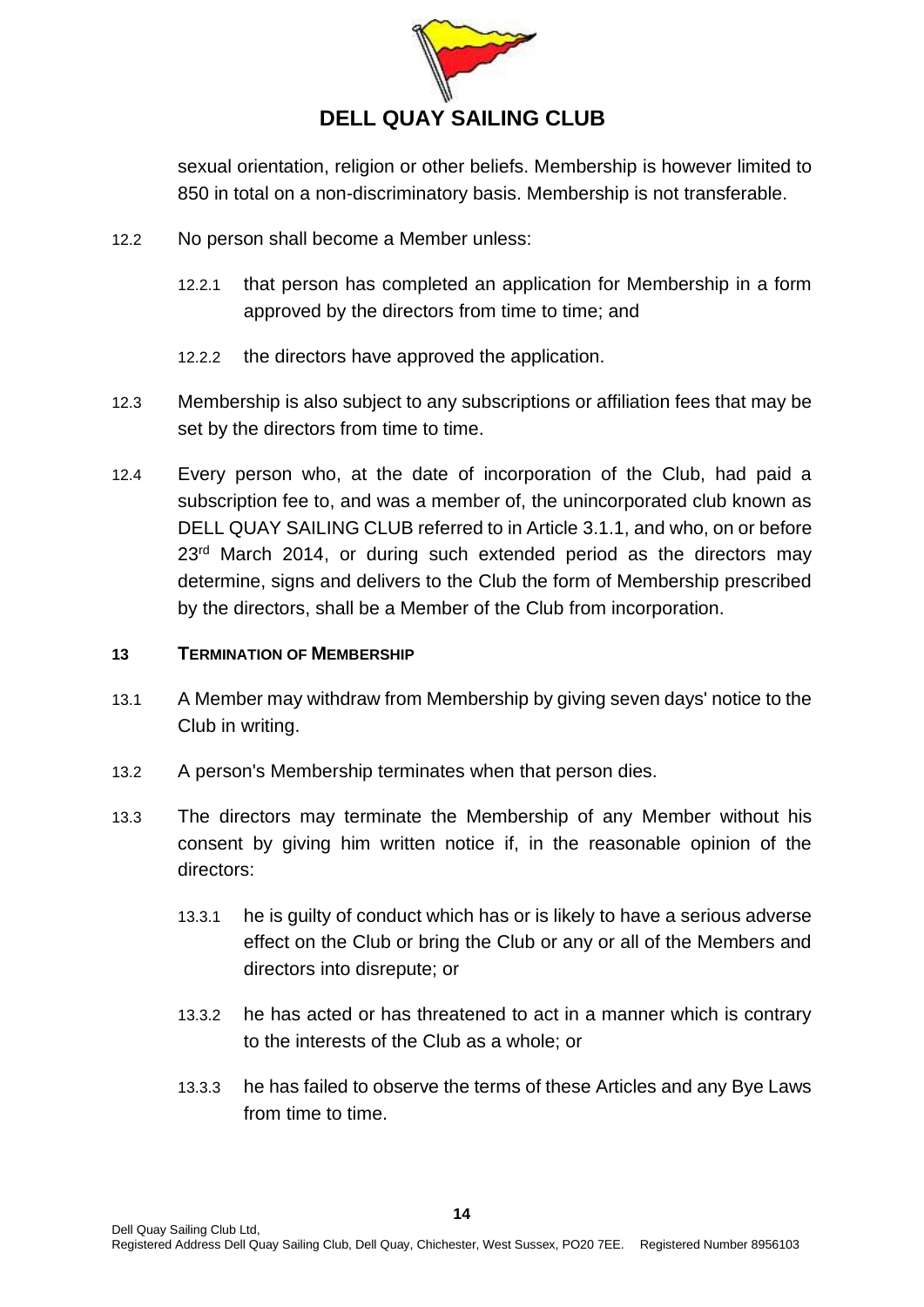sexual orientation, religion or other beliefs. Membership is however limited to 850 in total on a non-discriminatory basis. Membership is not transferable.

12.2 No person shall become a Member unless:

12.2.1 that person has completed an application for Membership in a form approved by the directors from time to time; and

12.2.2 the directors have approved the application.

12.3 Membership is also subject to any subscriptions or affiliation fees that may be set by the directors from time to time.

12.4 Every person who, at the date of incorporation of the Club, had paid a subscription fee to, and was a member of, the unincorporated club known as DELL QUAY SAILING CLUB referred to in Article 3.1.1, and who, on or before 23rd March 2014, or during such extended period as the directors may determine, signs and delivers to the Club the form of Membership prescribed by the directors, shall be a Member of the Club from incorporation.

**13 TERMINATION OF MEMBERSHIP**

13.1 A Member may withdraw from Membership by giving seven days' notice to the Club in writing.

13.2 A person's Membership terminates when that person dies.

13.3 The directors may terminate the Membership of any Member without his consent by giving him written notice if, in the reasonable opinion of the directors:

13.3.1 he is guilty of conduct which has or is likely to have a serious adverse effect on the Club or bring the Club or any or all of the Members and directors into disrepute; or

13.3.2 he has acted or has threatened to act in a manner which is contrary to the interests of the Club as a whole; or

13.3.3 he has failed to observe the terms of these Articles and any Bye Laws from time to time.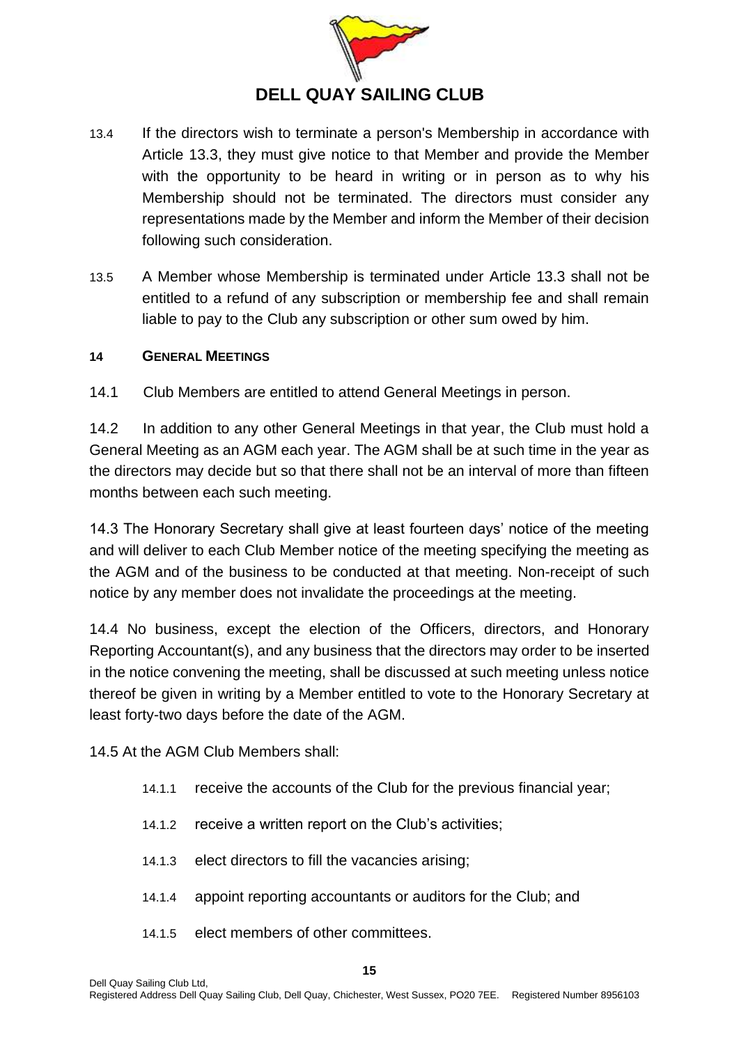13.4 If the directors wish to terminate a person's Membership in accordance with Article 13.3, they must give notice to that Member and provide the Member with the opportunity to be heard in writing or in person as to why his Membership should not be terminated. The directors must consider any representations made by the Member and inform the Member of their decision following such consideration.

13.5 A Member whose Membership is terminated under Article 13.3 shall not be entitled to a refund of any subscription or membership fee and shall remain liable to pay to the Club any subscription or other sum owed by him.

## 14 General Meetings

14.1 Club Members are entitled to attend General Meetings in person.

14.2 In addition to any other General Meetings in that year, the Club must hold a General Meeting as an AGM each year. The AGM shall be at such time in the year as the directors may decide but so that there shall not be an interval of more than fifteen months between each such meeting.

14.3 The Honorary Secretary shall give at least fourteen days' notice of the meeting and will deliver to each Club Member notice of the meeting specifying the meeting as the AGM and of the business to be conducted at that meeting. Non-receipt of such notice by any member does not invalidate the proceedings at the meeting.

14.4 No business, except the election of the Officers, directors, and Honorary Reporting Accountant(s), and any business that the directors may order to be inserted in the notice convening the meeting, shall be discussed at such meeting unless notice thereof be given in writing by a Member entitled to vote to the Honorary Secretary at least forty-two days before the date of the AGM.

14.5 At the AGM Club Members shall:

- 14.1.1 receive the accounts of the Club for the previous financial year;
- 14.1.2 receive a written report on the Club's activities;
- 14.1.3 elect directors to fill the vacancies arising;
- 14.1.4 appoint reporting accountants or auditors for the Club; and
- 14.1.5 elect members of other committees.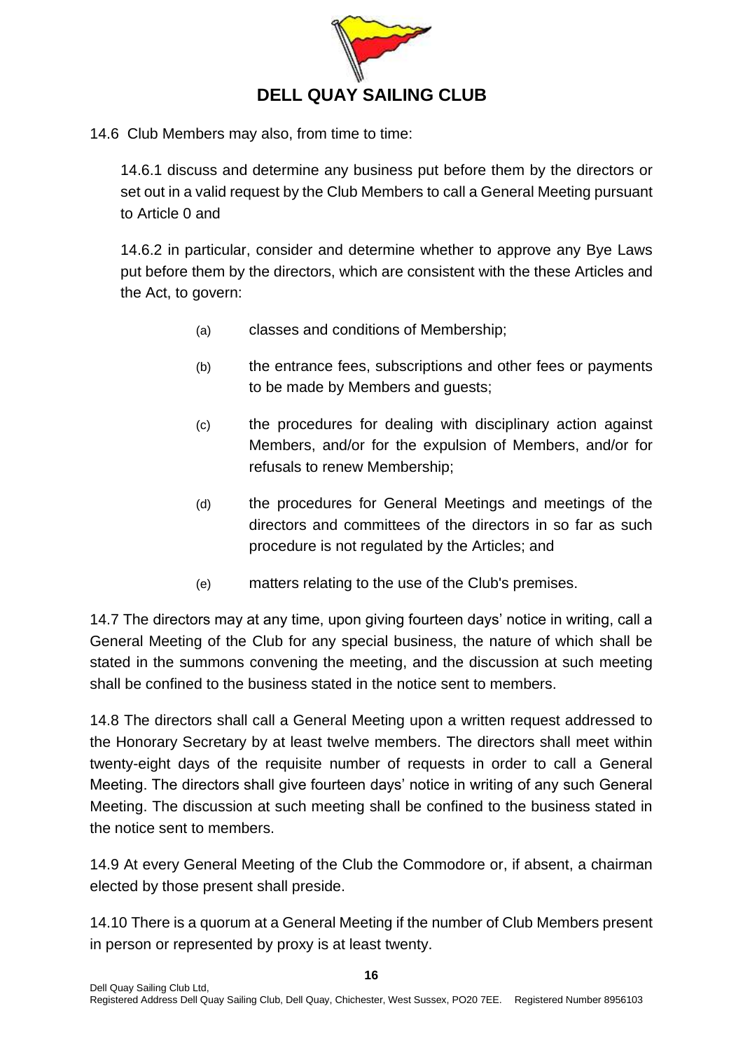14.6 Club Members may also, from time to time:

14.6.1 discuss and determine any business put before them by the directors or set out in a valid request by the Club Members to call a General Meeting pursuant to Article 0 and

14.6.2 in particular, consider and determine whether to approve any Bye Laws put before them by the directors, which are consistent with the these Articles and the Act, to govern:

(a) classes and conditions of Membership;

(b) the entrance fees, subscriptions and other fees or payments to be made by Members and guests;

(c) the procedures for dealing with disciplinary action against Members, and/or for the expulsion of Members, and/or for refusals to renew Membership;

(d) the procedures for General Meetings and meetings of the directors and committees of the directors in so far as such procedure is not regulated by the Articles; and

(e) matters relating to the use of the Club's premises.

14.7 The directors may at any time, upon giving fourteen days' notice in writing, call a General Meeting of the Club for any special business, the nature of which shall be stated in the summons convening the meeting, and the discussion at such meeting shall be confined to the business stated in the notice sent to members.

14.8 The directors shall call a General Meeting upon a written request addressed to the Honorary Secretary by at least twelve members. The directors shall meet within twenty-eight days of the requisite number of requests in order to call a General Meeting. The directors shall give fourteen days' notice in writing of any such General Meeting. The discussion at such meeting shall be confined to the business stated in the notice sent to members.

14.9 At every General Meeting of the Club the Commodore or, if absent, a chairman elected by those present shall preside.

14.10 There is a quorum at a General Meeting if the number of Club Members present in person or represented by proxy is at least twenty.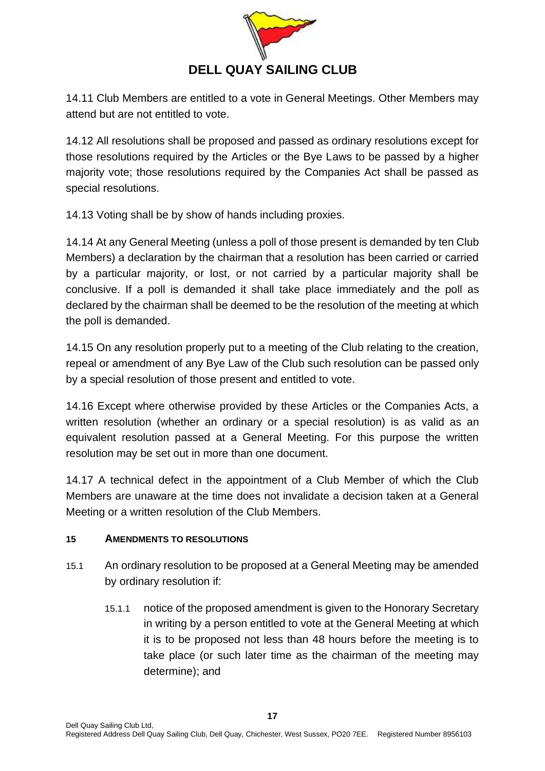14.11 Club Members are entitled to a vote in General Meetings. Other Members may attend but are not entitled to vote.

14.12 All resolutions shall be proposed and passed as ordinary resolutions except for those resolutions required by the Articles or the Bye Laws to be passed by a higher majority vote; those resolutions required by the Companies Act shall be passed as special resolutions.

14.13 Voting shall be by show of hands including proxies.

14.14 At any General Meeting (unless a poll of those present is demanded by ten Club Members) a declaration by the chairman that a resolution has been carried or carried by a particular majority, or lost, or not carried by a particular majority shall be conclusive. If a poll is demanded it shall take place immediately and the poll as declared by the chairman shall be deemed to be the resolution of the meeting at which the poll is demanded.

14.15 On any resolution properly put to a meeting of the Club relating to the creation, repeal or amendment of any Bye Law of the Club such resolution can be passed only by a special resolution of those present and entitled to vote.

14.16 Except where otherwise provided by these Articles or the Companies Acts, a written resolution (whether an ordinary or a special resolution) is as valid as an equivalent resolution passed at a General Meeting. For this purpose the written resolution may be set out in more than one document.

14.17 A technical defect in the appointment of a Club Member of which the Club Members are unaware at the time does not invalidate a decision taken at a General Meeting or a written resolution of the Club Members.

## 15 AMENDMENTS TO RESOLUTIONS

15.1 An ordinary resolution to be proposed at a General Meeting may be amended by ordinary resolution if:

15.1.1 notice of the proposed amendment is given to the Honorary Secretary in writing by a person entitled to vote at the General Meeting at which it is to be proposed not less than 48 hours before the meeting is to take place (or such later time as the chairman of the meeting may determine); and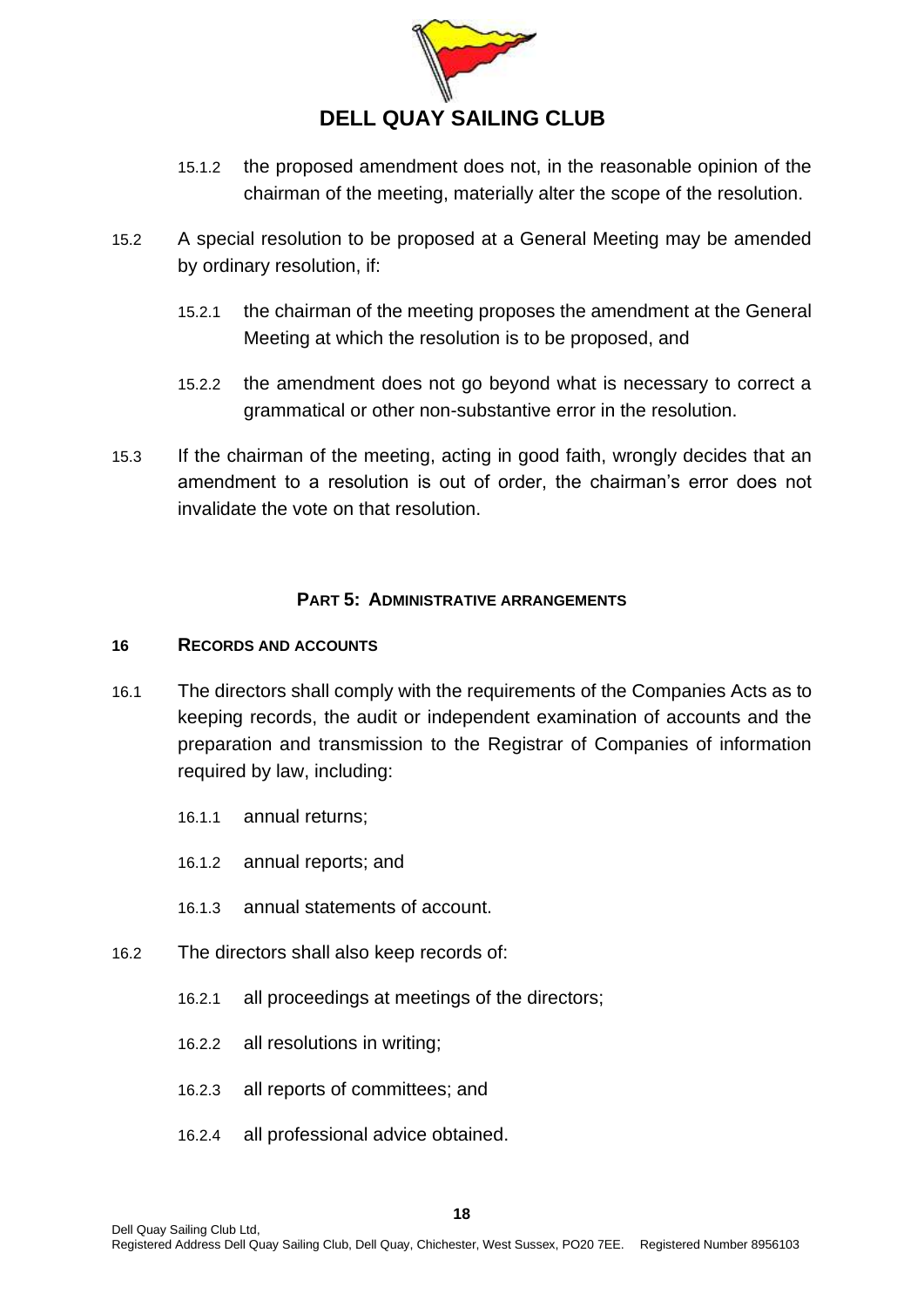15.1.2 the proposed amendment does not, in the reasonable opinion of the chairman of the meeting, materially alter the scope of the resolution.

15.2 A special resolution to be proposed at a General Meeting may be amended by ordinary resolution, if:

15.2.1 the chairman of the meeting proposes the amendment at the General Meeting at which the resolution is to be proposed, and

15.2.2 the amendment does not go beyond what is necessary to correct a grammatical or other non-substantive error in the resolution.

15.3 If the chairman of the meeting, acting in good faith, wrongly decides that an amendment to a resolution is out of order, the chairman's error does not invalidate the vote on that resolution.

## PART 5: ADMINISTRATIVE ARRANGEMENTS

### 16 RECORDS AND ACCOUNTS

16.1 The directors shall comply with the requirements of the Companies Acts as to keeping records, the audit or independent examination of accounts and the preparation and transmission to the Registrar of Companies of information required by law, including:

16.1.1 annual returns;

16.1.2 annual reports; and

16.1.3 annual statements of account.

16.2 The directors shall also keep records of:

16.2.1 all proceedings at meetings of the directors;

16.2.2 all resolutions in writing;

16.2.3 all reports of committees; and

16.2.4 all professional advice obtained.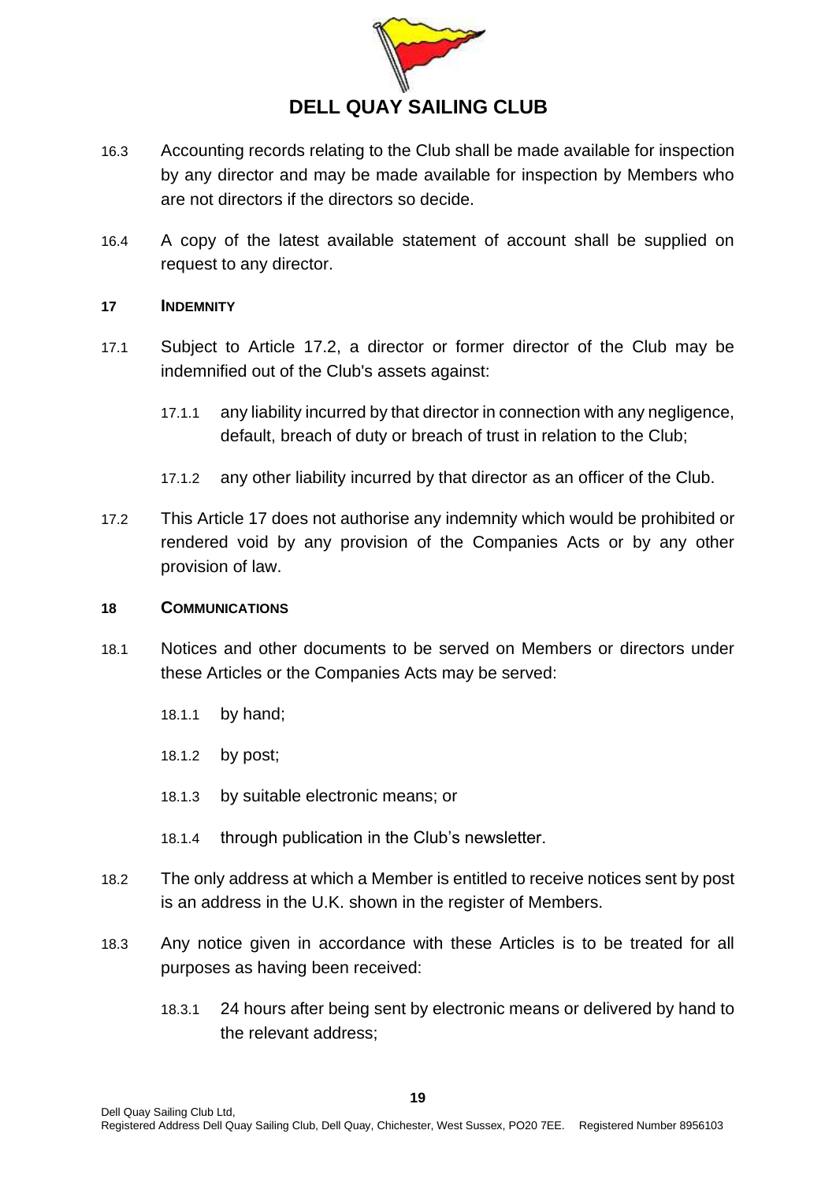16.3 Accounting records relating to the Club shall be made available for inspection by any director and may be made available for inspection by Members who are not directors if the directors so decide.

16.4 A copy of the latest available statement of account shall be supplied on request to any director.

## 17 INDEMNITY

17.1 Subject to Article 17.2, a director or former director of the Club may be indemnified out of the Club's assets against:

17.1.1 any liability incurred by that director in connection with any negligence, default, breach of duty or breach of trust in relation to the Club;

17.1.2 any other liability incurred by that director as an officer of the Club.

17.2 This Article 17 does not authorise any indemnity which would be prohibited or rendered void by any provision of the Companies Acts or by any other provision of law.

## 18 COMMUNICATIONS

18.1 Notices and other documents to be served on Members or directors under these Articles or the Companies Acts may be served:

18.1.1 by hand;

18.1.2 by post;

18.1.3 by suitable electronic means; or

18.1.4 through publication in the Club's newsletter.

18.2 The only address at which a Member is entitled to receive notices sent by post is an address in the U.K. shown in the register of Members.

18.3 Any notice given in accordance with these Articles is to be treated for all purposes as having been received:

18.3.1 24 hours after being sent by electronic means or delivered by hand to the relevant address;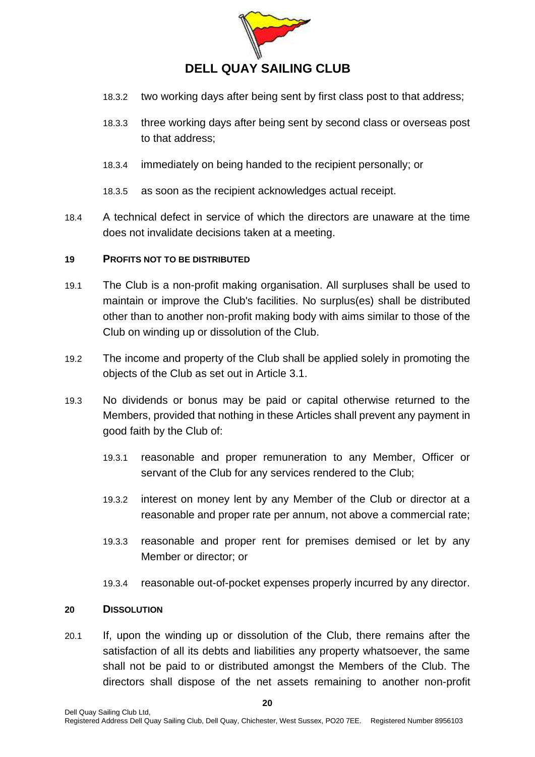18.3.2 two working days after being sent by first class post to that address;

18.3.3 three working days after being sent by second class or overseas post to that address;

18.3.4 immediately on being handed to the recipient personally; or

18.3.5 as soon as the recipient acknowledges actual receipt.

18.4 A technical defect in service of which the directors are unaware at the time does not invalidate decisions taken at a meeting.

## 19 PROFITS NOT TO BE DISTRIBUTED

19.1 The Club is a non-profit making organisation. All surpluses shall be used to maintain or improve the Club's facilities. No surplus(es) shall be distributed other than to another non-profit making body with aims similar to those of the Club on winding up or dissolution of the Club.

19.2 The income and property of the Club shall be applied solely in promoting the objects of the Club as set out in Article 3.1.

19.3 No dividends or bonus may be paid or capital otherwise returned to the Members, provided that nothing in these Articles shall prevent any payment in good faith by the Club of:

19.3.1 reasonable and proper remuneration to any Member, Officer or servant of the Club for any services rendered to the Club;

19.3.2 interest on money lent by any Member of the Club or director at a reasonable and proper rate per annum, not above a commercial rate;

19.3.3 reasonable and proper rent for premises demised or let by any Member or director; or

19.3.4 reasonable out-of-pocket expenses properly incurred by any director.

## 20 DISSOLUTION

20.1 If, upon the winding up or dissolution of the Club, there remains after the satisfaction of all its debts and liabilities any property whatsoever, the same shall not be paid to or distributed amongst the Members of the Club. The directors shall dispose of the net assets remaining to another non-profit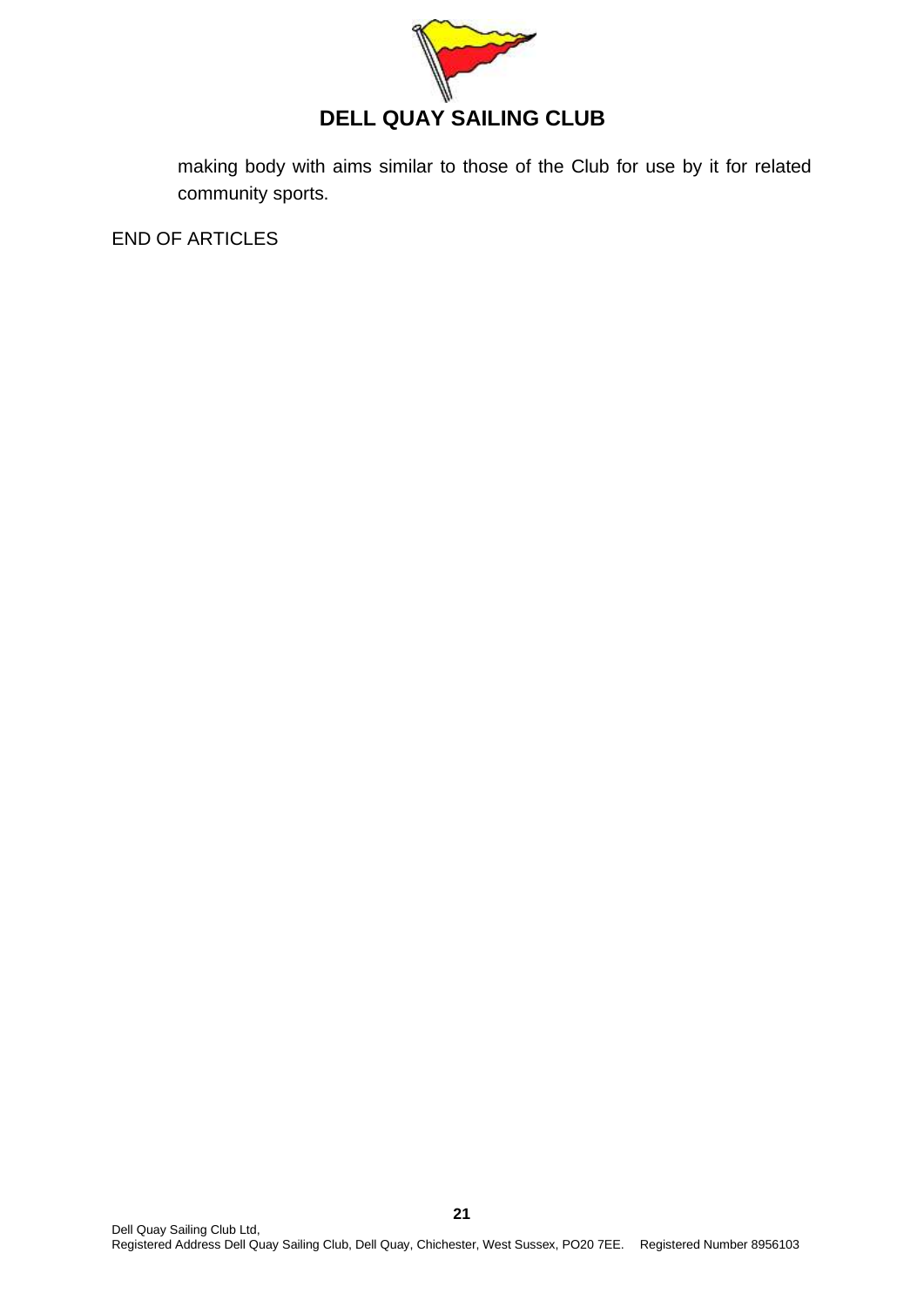making body with aims similar to those of the Club for use by it for related community sports.

END OF ARTICLES